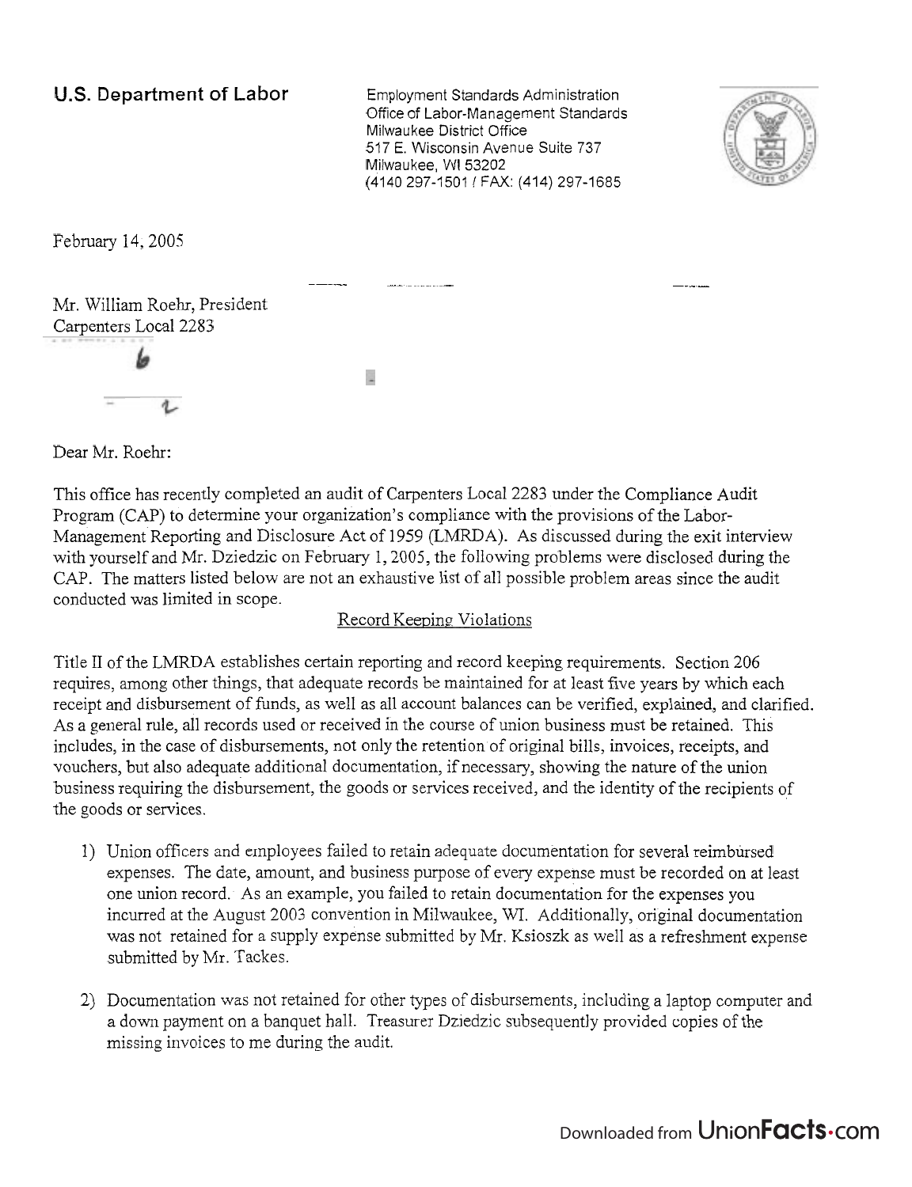**U.S. Department of Labor**

Employment Standards Administration
Office of Labor-Management Standards
Milwaukee District Office
517 E. Wisconsin Avenue Suite 737
Milwaukee, WI 53202
(4140 297-1501 / FAX: (414) 297-1685

February 14, 2005

Mr. William Roehr, President
Carpenters Local 2283

Dear Mr. Roehr:

This office has recently completed an audit of Carpenters Local 2283 under the Compliance Audit Program (CAP) to determine your organization's compliance with the provisions of the Labor-Management Reporting and Disclosure Act of 1959 (LMRDA). As discussed during the exit interview with yourself and Mr. Dziedzic on February 1, 2005, the following problems were disclosed during the CAP. The matters listed below are not an exhaustive list of all possible problem areas since the audit conducted was limited in scope.

## Record Keeping Violations

Title II of the LMRDA establishes certain reporting and record keeping requirements. Section 206 requires, among other things, that adequate records be maintained for at least five years by which each receipt and disbursement of funds, as well as all account balances can be verified, explained, and clarified. As a general rule, all records used or received in the course of union business must be retained. This includes, in the case of disbursements, not only the retention of original bills, invoices, receipts, and vouchers, but also adequate additional documentation, if necessary, showing the nature of the union business requiring the disbursement, the goods or services received, and the identity of the recipients of the goods or services.

1) Union officers and employees failed to retain adequate documentation for several reimbursed expenses. The date, amount, and business purpose of every expense must be recorded on at least one union record. As an example, you failed to retain documentation for the expenses you incurred at the August 2003 convention in Milwaukee, WI. Additionally, original documentation was not retained for a supply expense submitted by Mr. Ksioszk as well as a refreshment expense submitted by Mr. Tackes.

2) Documentation was not retained for other types of disbursements, including a laptop computer and a down payment on a banquet hall. Treasurer Dziedzic subsequently provided copies of the missing invoices to me during the audit.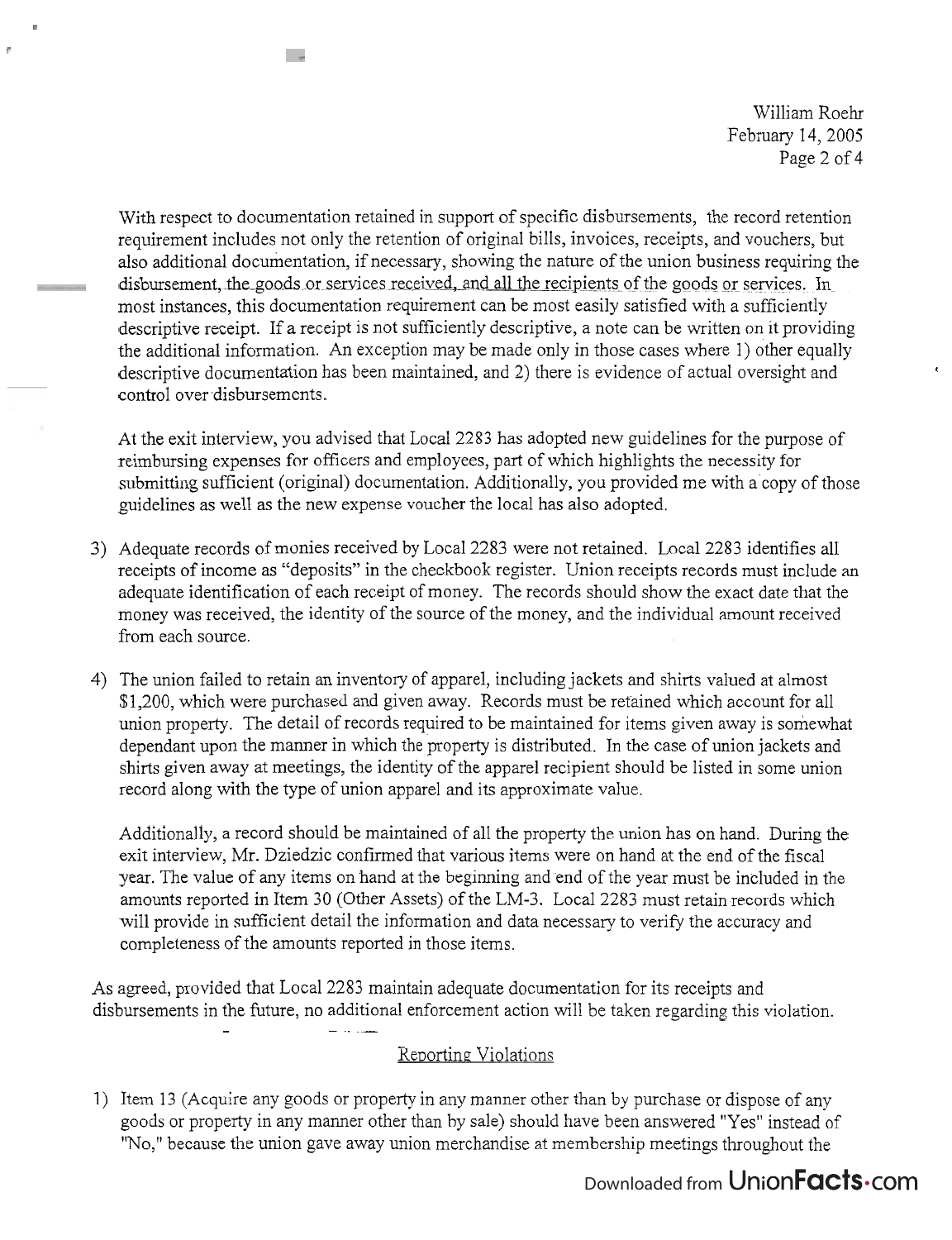With respect to documentation retained in support of specific disbursements, the record retention requirement includes not only the retention of original bills, invoices, receipts, and vouchers, but also additional documentation, if necessary, showing the nature of the union business requiring the disbursement, the goods or services received, and all the recipients of the goods or services. In most instances, this documentation requirement can be most easily satisfied with a sufficiently descriptive receipt. If a receipt is not sufficiently descriptive, a note can be written on it providing the additional information. An exception may be made only in those cases where 1) other equally descriptive documentation has been maintained, and 2) there is evidence of actual oversight and control over disbursements.

At the exit interview, you advised that Local 2283 has adopted new guidelines for the purpose of reimbursing expenses for officers and employees, part of which highlights the necessity for submitting sufficient (original) documentation. Additionally, you provided me with a copy of those guidelines as well as the new expense voucher the local has also adopted.

3) Adequate records of monies received by Local 2283 were not retained. Local 2283 identifies all receipts of income as "deposits" in the checkbook register. Union receipts records must include an adequate identification of each receipt of money. The records should show the exact date that the money was received, the identity of the source of the money, and the individual amount received from each source.

4) The union failed to retain an inventory of apparel, including jackets and shirts valued at almost $1,200, which were purchased and given away. Records must be retained which account for all union property. The detail of records required to be maintained for items given away is somewhat dependant upon the manner in which the property is distributed. In the case of union jackets and shirts given away at meetings, the identity of the apparel recipient should be listed in some union record along with the type of union apparel and its approximate value.

   Additionally, a record should be maintained of all the property the union has on hand. During the exit interview, Mr. Dziedzic confirmed that various items were on hand at the end of the fiscal year. The value of any items on hand at the beginning and end of the year must be included in the amounts reported in Item 30 (Other Assets) of the LM-3. Local 2283 must retain records which will provide in sufficient detail the information and data necessary to verify the accuracy and completeness of the amounts reported in those items.

As agreed, provided that Local 2283 maintain adequate documentation for its receipts and disbursements in the future, no additional enforcement action will be taken regarding this violation.

## Reporting Violations

1) Item 13 (Acquire any goods or property in any manner other than by purchase or dispose of any goods or property in any manner other than by sale) should have been answered "Yes" instead of "No," because the union gave away union merchandise at membership meetings throughout the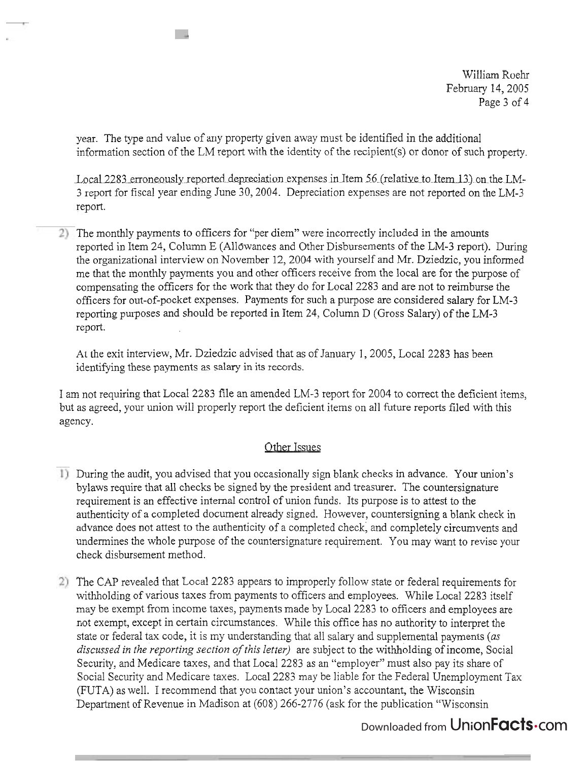year. The type and value of any property given away must be identified in the additional information section of the LM report with the identity of the recipient(s) or donor of such property.

Local 2283 erroneously reported depreciation expenses in Item 56 (relative to Item 13) on the LM-3 report for fiscal year ending June 30, 2004. Depreciation expenses are not reported on the LM-3 report.

2) The monthly payments to officers for "per diem" were incorrectly included in the amounts reported in Item 24, Column E (Allowances and Other Disbursements of the LM-3 report). During the organizational interview on November 12, 2004 with yourself and Mr. Dziedzic, you informed me that the monthly payments you and other officers receive from the local are for the purpose of compensating the officers for the work that they do for Local 2283 and are not to reimburse the officers for out-of-pocket expenses. Payments for such a purpose are considered salary for LM-3 reporting purposes and should be reported in Item 24, Column D (Gross Salary) of the LM-3 report.

   At the exit interview, Mr. Dziedzic advised that as of January 1, 2005, Local 2283 has been identifying these payments as salary in its records.

I am not requiring that Local 2283 file an amended LM-3 report for 2004 to correct the deficient items, but as agreed, your union will properly report the deficient items on all future reports filed with this agency.

## Other Issues

1) During the audit, you advised that you occasionally sign blank checks in advance. Your union's bylaws require that all checks be signed by the president and treasurer. The countersignature requirement is an effective internal control of union funds. Its purpose is to attest to the authenticity of a completed document already signed. However, countersigning a blank check in advance does not attest to the authenticity of a completed check, and completely circumvents and undermines the whole purpose of the countersignature requirement. You may want to revise your check disbursement method.

2) The CAP revealed that Local 2283 appears to improperly follow state or federal requirements for withholding of various taxes from payments to officers and employees. While Local 2283 itself may be exempt from income taxes, payments made by Local 2283 to officers and employees are not exempt, except in certain circumstances. While this office has no authority to interpret the state or federal tax code, it is my understanding that all salary and supplemental payments (*as discussed in the reporting section of this letter*) are subject to the withholding of income, Social Security, and Medicare taxes, and that Local 2283 as an "employer" must also pay its share of Social Security and Medicare taxes. Local 2283 may be liable for the Federal Unemployment Tax (FUTA) as well. I recommend that you contact your union's accountant, the Wisconsin Department of Revenue in Madison at (608) 266-2776 (ask for the publication "Wisconsin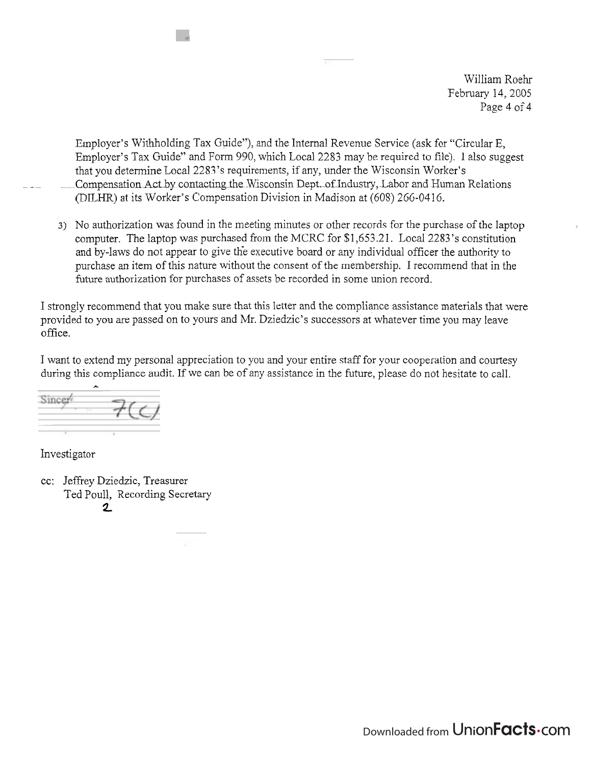Employer's Withholding Tax Guide"), and the Internal Revenue Service (ask for "Circular E, Employer's Tax Guide" and Form 990, which Local 2283 may be required to file). I also suggest that you determine Local 2283's requirements, if any, under the Wisconsin Worker's Compensation Act by contacting the Wisconsin Dept. of Industry, Labor and Human Relations (DILHR) at its Worker's Compensation Division in Madison at (608) 266-0416.

3) No authorization was found in the meeting minutes or other records for the purchase of the laptop computer. The laptop was purchased from the MCRC for $1,653.21. Local 2283's constitution and by-laws do not appear to give the executive board or any individual officer the authority to purchase an item of this nature without the consent of the membership. I recommend that in the future authorization for purchases of assets be recorded in some union record.

I strongly recommend that you make sure that this letter and the compliance assistance materials that were provided to you are passed on to yours and Mr. Dziedzic's successors at whatever time you may leave office.

I want to extend my personal appreciation to you and your entire staff for your cooperation and courtesy during this compliance audit. If we can be of any assistance in the future, please do not hesitate to call.

Sincerely,

7(C)

Investigator

cc: Jeffrey Dziedzic, Treasurer
Ted Poull, Recording Secretary